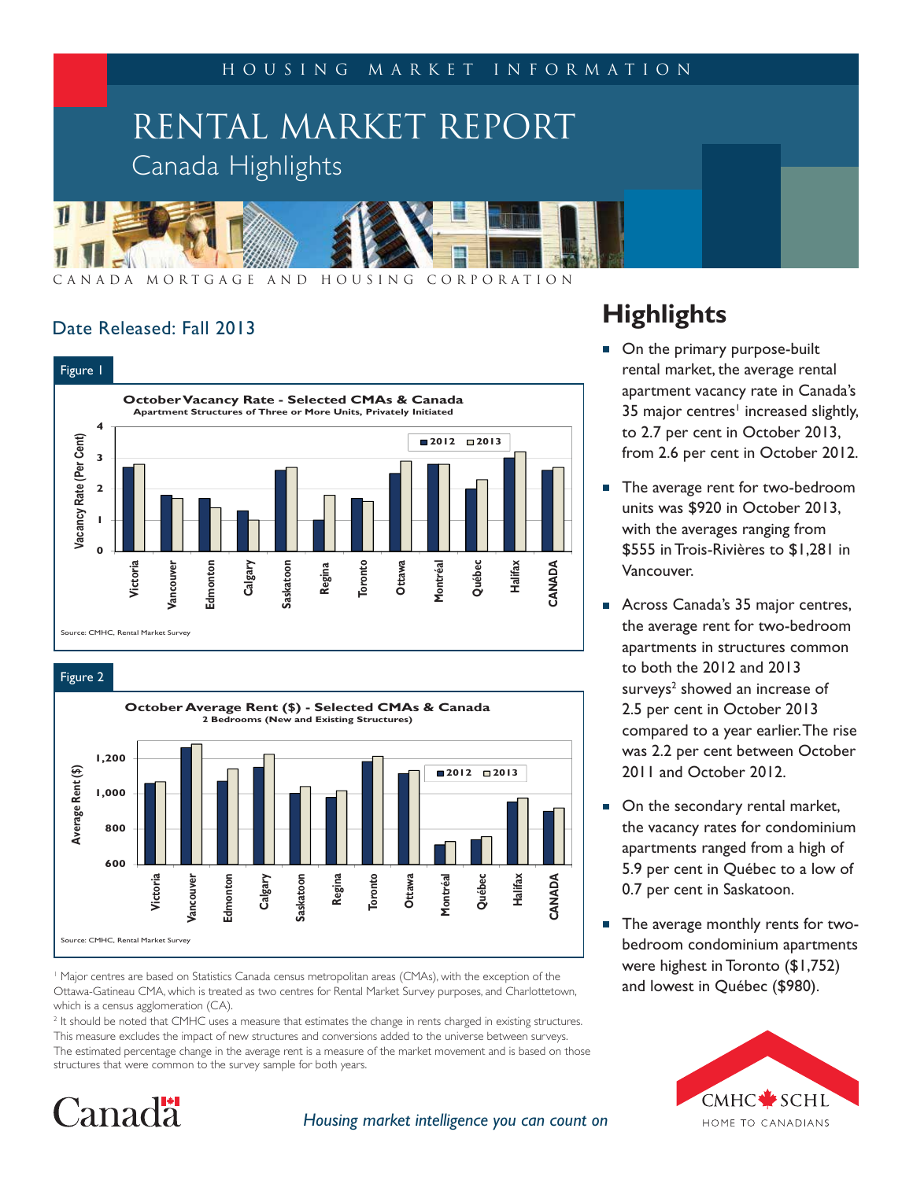HOUSING MARKET INFORMATION

# RENTAL MARKET REPORT

## Canada Highlights

CANADA MORTGAGE AND HOUSING CORPORATION

Date Released: Fall 2013

## Highlights

- On the primary purpose-built rental market, the average rental apartment vacancy rate in Canada's 35 major centres[1] increased slightly, to 2.7 per cent in October 2013, from 2.6 per cent in October 2012.
- The average rent for two-bedroom units was $920 in October 2013, with the averages ranging from $555 in Trois-Rivières to $1,281 in Vancouver.
- Across Canada's 35 major centres, the average rent for two-bedroom apartments in structures common to both the 2012 and 2013 surveys[2] showed an increase of 2.5 per cent in October 2013 compared to a year earlier. The rise was 2.2 per cent between October 2011 and October 2012.
- On the secondary rental market, the vacancy rates for condominium apartments ranged from a high of 5.9 per cent in Québec to a low of 0.7 per cent in Saskatoon.
- The average monthly rents for two-bedroom condominium apartments were highest in Toronto ($1,752) and lowest in Québec ($980).

Figure 1

**October Vacancy Rate - Selected CMAs & Canada**
Apartment Structures of Three or More Units, Privately Initiated

Vacancy Rate (Per Cent): Victoria, Vancouver, Edmonton, Calgary, Saskatoon, Regina, Toronto, Ottawa, Montréal, Québec, Halifax, CANADA (2012, 2013)

Source: CMHC, Rental Market Survey

Figure 2

**October Average Rent ($) - Selected CMAs & Canada**
2 Bedrooms (New and Existing Structures)

Average Rent ($): Victoria, Vancouver, Edmonton, Calgary, Saskatoon, Regina, Toronto, Ottawa, Montréal, Québec, Halifax, CANADA (2012, 2013)

Source: CMHC, Rental Market Survey

[1] Major centres are based on Statistics Canada census metropolitan areas (CMAs), with the exception of the Ottawa-Gatineau CMA, which is treated as two centres for Rental Market Survey purposes, and Charlottetown, which is a census agglomeration (CA).

[2] It should be noted that CMHC uses a measure that estimates the change in rents charged in existing structures. This measure excludes the impact of new structures and conversions added to the universe between surveys. The estimated percentage change in the average rent is a measure of the market movement and is based on those structures that were common to the survey sample for both years.

*Housing market intelligence you can count on*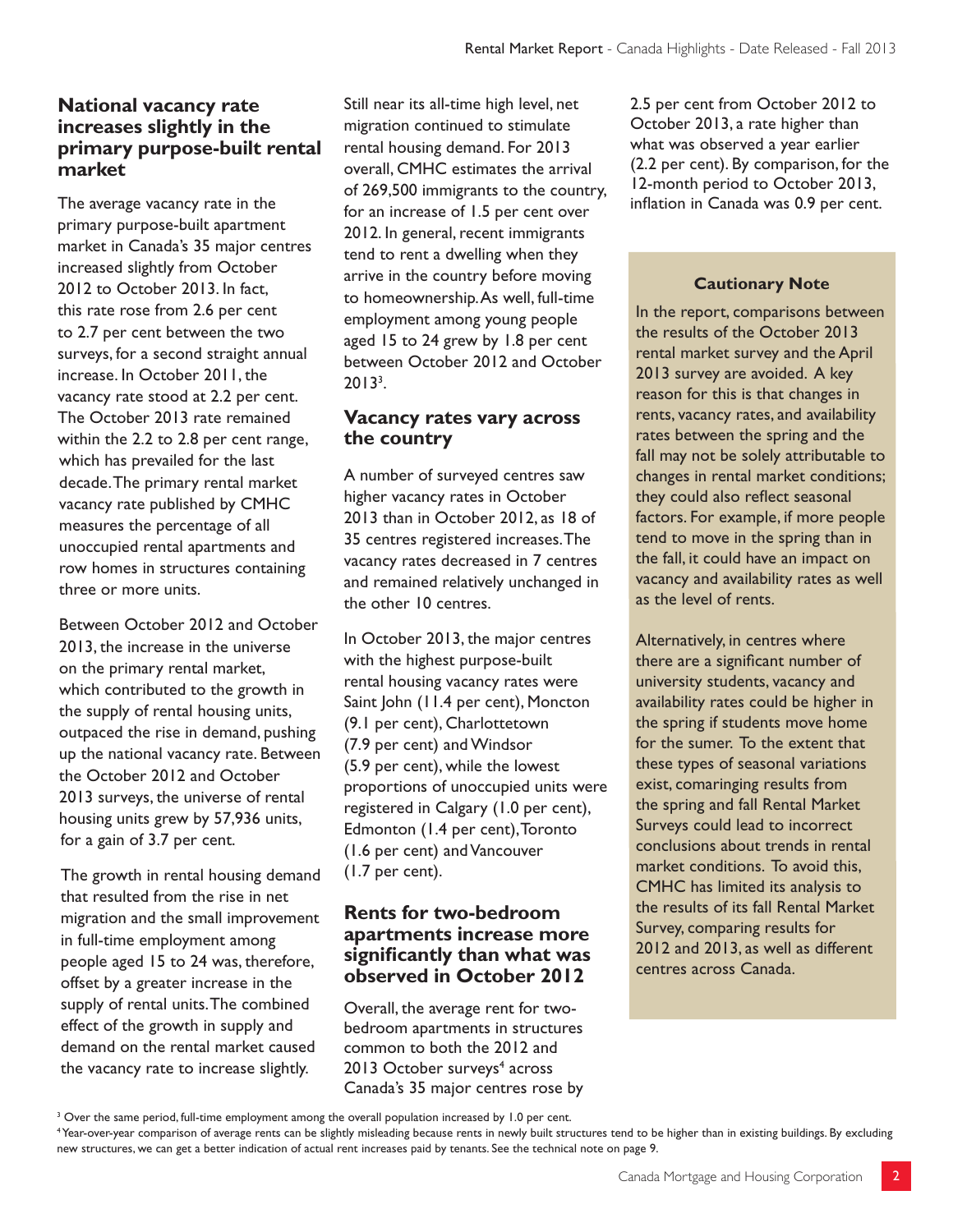## National vacancy rate increases slightly in the primary purpose-built rental market

The average vacancy rate in the primary purpose-built apartment market in Canada's 35 major centres increased slightly from October 2012 to October 2013. In fact, this rate rose from 2.6 per cent to 2.7 per cent between the two surveys, for a second straight annual increase. In October 2011, the vacancy rate stood at 2.2 per cent. The October 2013 rate remained within the 2.2 to 2.8 per cent range, which has prevailed for the last decade. The primary rental market vacancy rate published by CMHC measures the percentage of all unoccupied rental apartments and row homes in structures containing three or more units.

Between October 2012 and October 2013, the increase in the universe on the primary rental market, which contributed to the growth in the supply of rental housing units, outpaced the rise in demand, pushing up the national vacancy rate. Between the October 2012 and October 2013 surveys, the universe of rental housing units grew by 57,936 units, for a gain of 3.7 per cent.

The growth in rental housing demand that resulted from the rise in net migration and the small improvement in full-time employment among people aged 15 to 24 was, therefore, offset by a greater increase in the supply of rental units. The combined effect of the growth in supply and demand on the rental market caused the vacancy rate to increase slightly.

Still near its all-time high level, net migration continued to stimulate rental housing demand. For 2013 overall, CMHC estimates the arrival of 269,500 immigrants to the country, for an increase of 1.5 per cent over 2012. In general, recent immigrants tend to rent a dwelling when they arrive in the country before moving to homeownership. As well, full-time employment among young people aged 15 to 24 grew by 1.8 per cent between October 2012 and October 2013[3].

## Vacancy rates vary across the country

A number of surveyed centres saw higher vacancy rates in October 2013 than in October 2012, as 18 of 35 centres registered increases. The vacancy rates decreased in 7 centres and remained relatively unchanged in the other 10 centres.

In October 2013, the major centres with the highest purpose-built rental housing vacancy rates were Saint John (11.4 per cent), Moncton (9.1 per cent), Charlottetown (7.9 per cent) and Windsor (5.9 per cent), while the lowest proportions of unoccupied units were registered in Calgary (1.0 per cent), Edmonton (1.4 per cent), Toronto (1.6 per cent) and Vancouver (1.7 per cent).

## Rents for two-bedroom apartments increase more significantly than what was observed in October 2012

Overall, the average rent for two-bedroom apartments in structures common to both the 2012 and 2013 October surveys[4] across Canada's 35 major centres rose by 2.5 per cent from October 2012 to October 2013, a rate higher than what was observed a year earlier (2.2 per cent). By comparison, for the 12-month period to October 2013, inflation in Canada was 0.9 per cent.

**Cautionary Note**

In the report, comparisons between the results of the October 2013 rental market survey and the April 2013 survey are avoided. A key reason for this is that changes in rents, vacancy rates, and availability rates between the spring and the fall may not be solely attributable to changes in rental market conditions; they could also reflect seasonal factors. For example, if more people tend to move in the spring than in the fall, it could have an impact on vacancy and availability rates as well as the level of rents.

Alternatively, in centres where there are a significant number of university students, vacancy and availability rates could be higher in the spring if students move home for the sumer. To the extent that these types of seasonal variations exist, comaringing results from the spring and fall Rental Market Surveys could lead to incorrect conclusions about trends in rental market conditions. To avoid this, CMHC has limited its analysis to the results of its fall Rental Market Survey, comparing results for 2012 and 2013, as well as different centres across Canada.

---

[3] Over the same period, full-time employment among the overall population increased by 1.0 per cent.

[4] Year-over-year comparison of average rents can be slightly misleading because rents in newly built structures tend to be higher than in existing buildings. By excluding new structures, we can get a better indication of actual rent increases paid by tenants. See the technical note on page 9.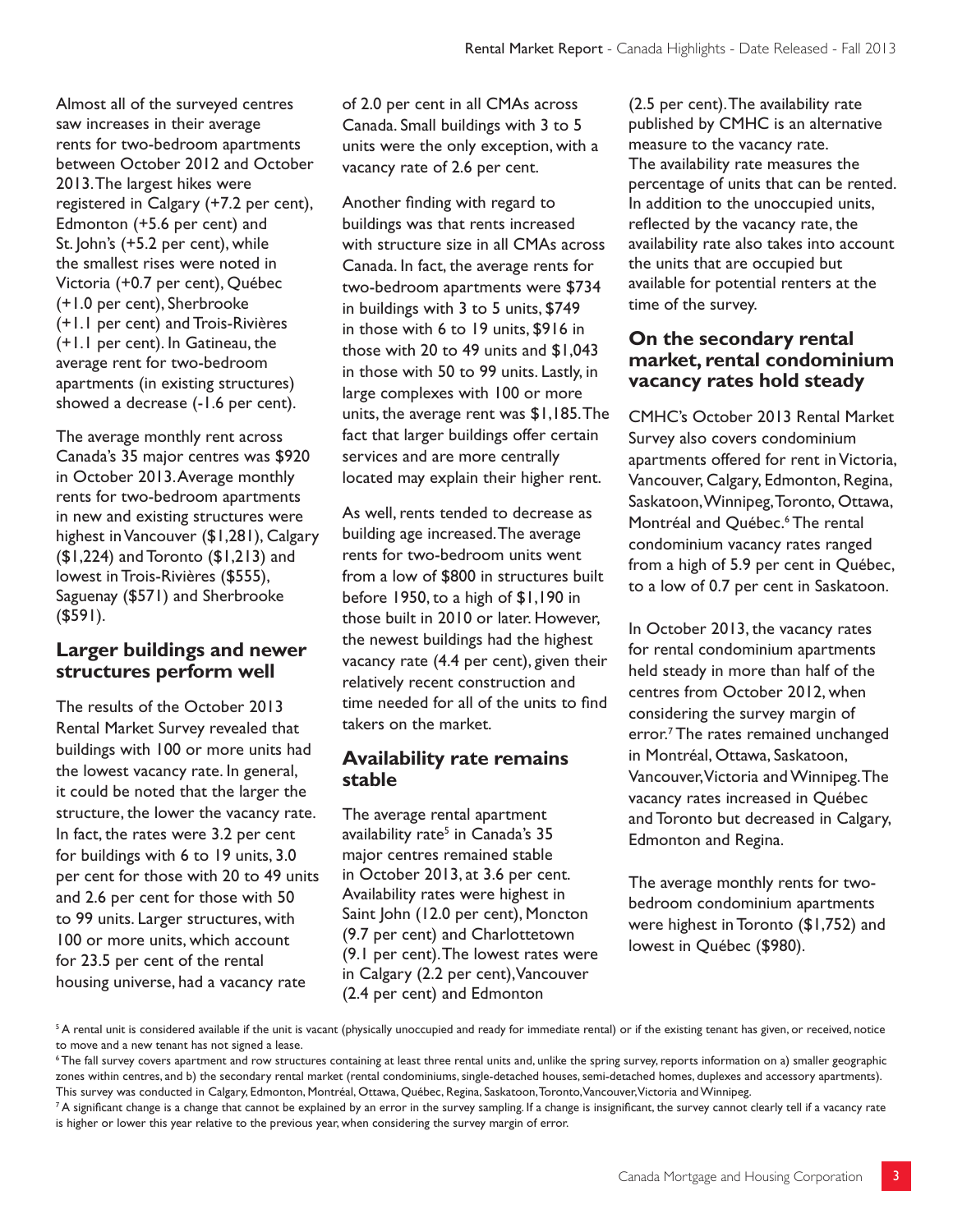Almost all of the surveyed centres saw increases in their average rents for two-bedroom apartments between October 2012 and October 2013. The largest hikes were registered in Calgary (+7.2 per cent), Edmonton (+5.6 per cent) and St. John's (+5.2 per cent), while the smallest rises were noted in Victoria (+0.7 per cent), Québec (+1.0 per cent), Sherbrooke (+1.1 per cent) and Trois-Rivières (+1.1 per cent). In Gatineau, the average rent for two-bedroom apartments (in existing structures) showed a decrease (-1.6 per cent).

The average monthly rent across Canada's 35 major centres was $920 in October 2013. Average monthly rents for two-bedroom apartments in new and existing structures were highest in Vancouver ($1,281), Calgary ($1,224) and Toronto ($1,213) and lowest in Trois-Rivières ($555), Saguenay ($571) and Sherbrooke ($591).

## Larger buildings and newer structures perform well

The results of the October 2013 Rental Market Survey revealed that buildings with 100 or more units had the lowest vacancy rate. In general, it could be noted that the larger the structure, the lower the vacancy rate. In fact, the rates were 3.2 per cent for buildings with 6 to 19 units, 3.0 per cent for those with 20 to 49 units and 2.6 per cent for those with 50 to 99 units. Larger structures, with 100 or more units, which account for 23.5 per cent of the rental housing universe, had a vacancy rate of 2.0 per cent in all CMAs across Canada. Small buildings with 3 to 5 units were the only exception, with a vacancy rate of 2.6 per cent.

Another finding with regard to buildings was that rents increased with structure size in all CMAs across Canada. In fact, the average rents for two-bedroom apartments were $734 in buildings with 3 to 5 units, $749 in those with 6 to 19 units, $916 in those with 20 to 49 units and $1,043 in those with 50 to 99 units. Lastly, in large complexes with 100 or more units, the average rent was $1,185. The fact that larger buildings offer certain services and are more centrally located may explain their higher rent.

As well, rents tended to decrease as building age increased. The average rents for two-bedroom units went from a low of $800 in structures built before 1950, to a high of $1,190 in those built in 2010 or later. However, the newest buildings had the highest vacancy rate (4.4 per cent), given their relatively recent construction and time needed for all of the units to find takers on the market.

## Availability rate remains stable

The average rental apartment availability rate[5] in Canada's 35 major centres remained stable in October 2013, at 3.6 per cent. Availability rates were highest in Saint John (12.0 per cent), Moncton (9.7 per cent) and Charlottetown (9.1 per cent). The lowest rates were in Calgary (2.2 per cent), Vancouver (2.4 per cent) and Edmonton (2.5 per cent). The availability rate published by CMHC is an alternative measure to the vacancy rate. The availability rate measures the percentage of units that can be rented. In addition to the unoccupied units, reflected by the vacancy rate, the availability rate also takes into account the units that are occupied but available for potential renters at the time of the survey.

## On the secondary rental market, rental condominium vacancy rates hold steady

CMHC's October 2013 Rental Market Survey also covers condominium apartments offered for rent in Victoria, Vancouver, Calgary, Edmonton, Regina, Saskatoon, Winnipeg, Toronto, Ottawa, Montréal and Québec.[6] The rental condominium vacancy rates ranged from a high of 5.9 per cent in Québec, to a low of 0.7 per cent in Saskatoon.

In October 2013, the vacancy rates for rental condominium apartments held steady in more than half of the centres from October 2012, when considering the survey margin of error.[7] The rates remained unchanged in Montréal, Ottawa, Saskatoon, Vancouver, Victoria and Winnipeg. The vacancy rates increased in Québec and Toronto but decreased in Calgary, Edmonton and Regina.

The average monthly rents for two-bedroom condominium apartments were highest in Toronto ($1,752) and lowest in Québec ($980).

---

[5] A rental unit is considered available if the unit is vacant (physically unoccupied and ready for immediate rental) or if the existing tenant has given, or received, notice to move and a new tenant has not signed a lease.

[6] The fall survey covers apartment and row structures containing at least three rental units and, unlike the spring survey, reports information on a) smaller geographic zones within centres, and b) the secondary rental market (rental condominiums, single-detached houses, semi-detached homes, duplexes and accessory apartments). This survey was conducted in Calgary, Edmonton, Montréal, Ottawa, Québec, Regina, Saskatoon, Toronto, Vancouver, Victoria and Winnipeg.

[7] A significant change is a change that cannot be explained by an error in the survey sampling. If a change is insignificant, the survey cannot clearly tell if a vacancy rate is higher or lower this year relative to the previous year, when considering the survey margin of error.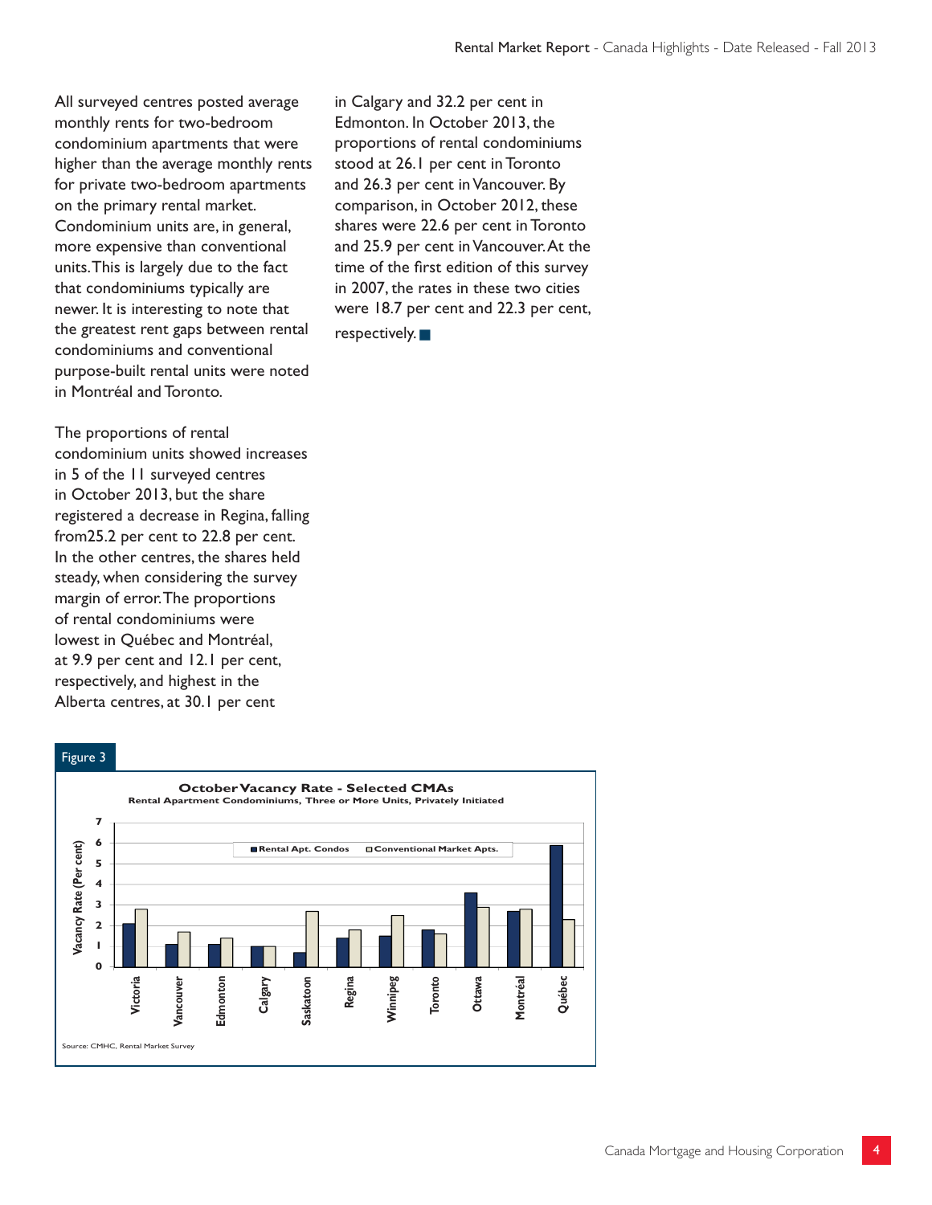All surveyed centres posted average monthly rents for two-bedroom condominium apartments that were higher than the average monthly rents for private two-bedroom apartments on the primary rental market. Condominium units are, in general, more expensive than conventional units. This is largely due to the fact that condominiums typically are newer. It is interesting to note that the greatest rent gaps between rental condominiums and conventional purpose-built rental units were noted in Montréal and Toronto.

The proportions of rental condominium units showed increases in 5 of the 11 surveyed centres in October 2013, but the share registered a decrease in Regina, falling from25.2 per cent to 22.8 per cent. In the other centres, the shares held steady, when considering the survey margin of error. The proportions of rental condominiums were lowest in Québec and Montréal, at 9.9 per cent and 12.1 per cent, respectively, and highest in the Alberta centres, at 30.1 per cent in Calgary and 32.2 per cent in Edmonton. In October 2013, the proportions of rental condominiums stood at 26.1 per cent in Toronto and 26.3 per cent in Vancouver. By comparison, in October 2012, these shares were 22.6 per cent in Toronto and 25.9 per cent in Vancouver. At the time of the first edition of this survey in 2007, the rates in these two cities were 18.7 per cent and 22.3 per cent, respectively.

Figure 3

**October Vacancy Rate - Selected CMAs**
Rental Apartment Condominiums, Three or More Units, Privately Initiated

Source: CMHC, Rental Market Survey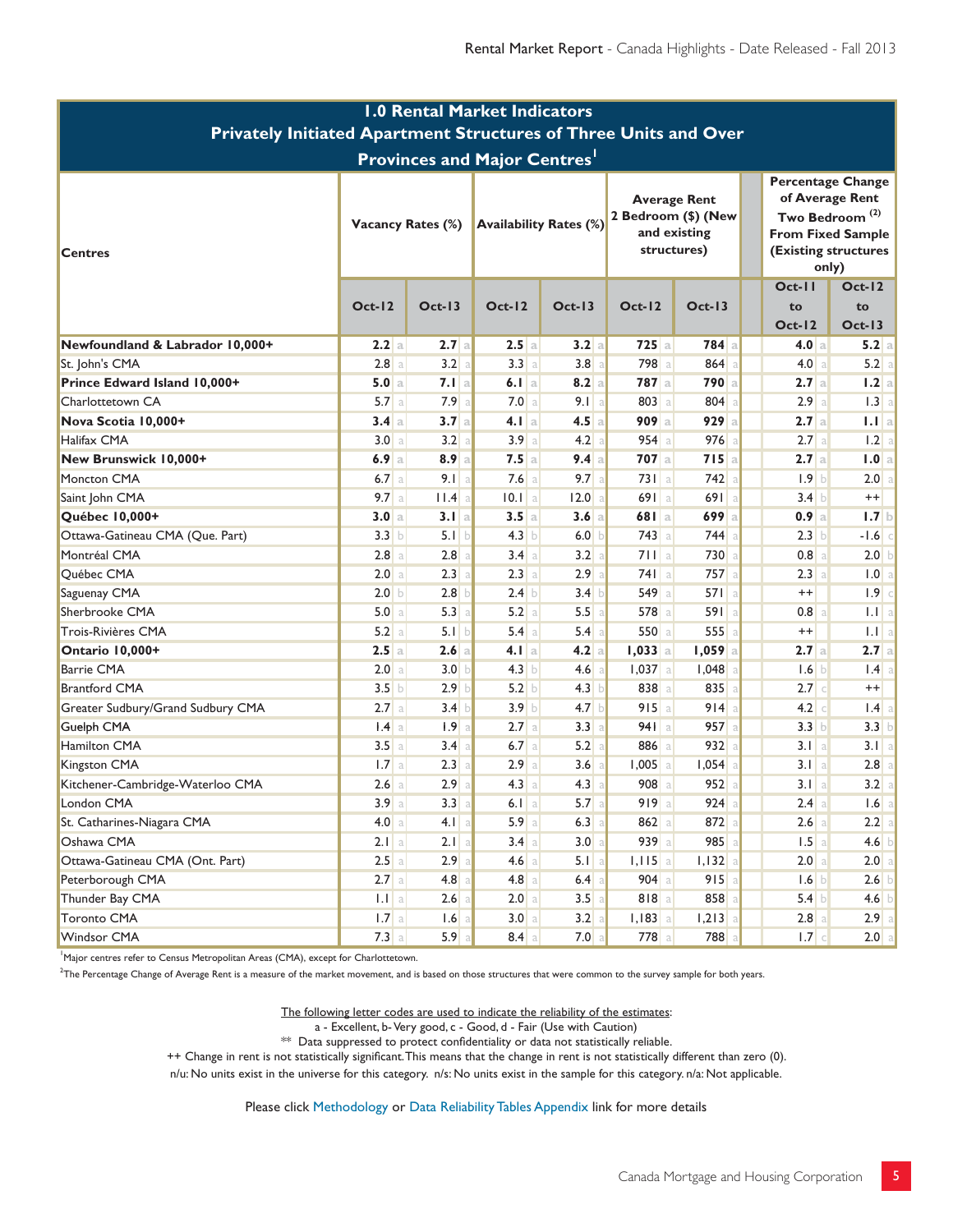## 1.0 Rental Market Indicators
## Privately Initiated Apartment Structures of Three Units and Over
## Provinces and Major Centres[1]

| Centres | Vacancy Rates (%) | | Availability Rates (%) | | Average Rent 2 Bedroom ($) (New and existing structures) | | Percentage Change of Average Rent Two Bedroom (2) From Fixed Sample (Existing structures only) | |
|---|---|---|---|---|---|---|---|---|
| | Oct-12 | Oct-13 | Oct-12 | Oct-13 | Oct-12 | Oct-13 | Oct-11 to Oct-12 | Oct-12 to Oct-13 |
| **Newfoundland & Labrador 10,000+** | **2.2** a | **2.7** a | **2.5** a | **3.2** a | **725** a | **784** a | **4.0** a | **5.2** a |
| St. John's CMA | 2.8 a | 3.2 a | 3.3 a | 3.8 a | 798 a | 864 a | 4.0 a | 5.2 a |
| **Prince Edward Island 10,000+** | **5.0** a | **7.1** a | **6.1** a | **8.2** a | **787** a | **790** a | **2.7** a | **1.2** a |
| Charlottetown CA | 5.7 a | 7.9 a | 7.0 a | 9.1 a | 803 a | 804 a | 2.9 a | 1.3 a |
| **Nova Scotia 10,000+** | **3.4** a | **3.7** a | **4.1** a | **4.5** a | **909** a | **929** a | **2.7** a | **1.1** a |
| Halifax CMA | 3.0 a | 3.2 a | 3.9 a | 4.2 a | 954 a | 976 a | 2.7 a | 1.2 a |
| **New Brunswick 10,000+** | **6.9** a | **8.9** a | **7.5** a | **9.4** a | **707** a | **715** a | **2.7** a | **1.0** a |
| Moncton CMA | 6.7 a | 9.1 a | 7.6 a | 9.7 a | 731 a | 742 a | 1.9 b | 2.0 a |
| Saint John CMA | 9.7 a | 11.4 a | 10.1 a | 12.0 a | 691 a | 691 a | 3.4 b | ++ |
| **Québec 10,000+** | **3.0** a | **3.1** a | **3.5** a | **3.6** a | **681** a | **699** a | **0.9** a | **1.7** b |
| Ottawa-Gatineau CMA (Que. Part) | 3.3 b | 5.1 b | 4.3 b | 6.0 b | 743 a | 744 a | 2.3 b | -1.6 c |
| Montréal CMA | 2.8 a | 2.8 a | 3.4 a | 3.2 a | 711 a | 730 a | 0.8 a | 2.0 b |
| Québec CMA | 2.0 a | 2.3 a | 2.3 a | 2.9 a | 741 a | 757 a | 2.3 a | 1.0 a |
| Saguenay CMA | 2.0 b | 2.8 b | 2.4 b | 3.4 b | 549 a | 571 a | ++ | 1.9 c |
| Sherbrooke CMA | 5.0 a | 5.3 a | 5.2 a | 5.5 a | 578 a | 591 a | 0.8 a | 1.1 a |
| Trois-Rivières CMA | 5.2 a | 5.1 b | 5.4 a | 5.4 a | 550 a | 555 a | ++ | 1.1 a |
| **Ontario 10,000+** | **2.5** a | **2.6** a | **4.1** a | **4.2** a | **1,033** a | **1,059** a | **2.7** a | **2.7** a |
| Barrie CMA | 2.0 a | 3.0 b | 4.3 b | 4.6 a | 1,037 a | 1,048 a | 1.6 b | 1.4 a |
| Brantford CMA | 3.5 b | 2.9 b | 5.2 b | 4.3 b | 838 a | 835 a | 2.7 c | ++ |
| Greater Sudbury/Grand Sudbury CMA | 2.7 a | 3.4 b | 3.9 b | 4.7 b | 915 a | 914 a | 4.2 c | 1.4 a |
| Guelph CMA | 1.4 a | 1.9 a | 2.7 a | 3.3 a | 941 a | 957 a | 3.3 b | 3.3 b |
| Hamilton CMA | 3.5 a | 3.4 a | 6.7 a | 5.2 a | 886 a | 932 a | 3.1 a | 3.1 a |
| Kingston CMA | 1.7 a | 2.3 a | 2.9 a | 3.6 a | 1,005 a | 1,054 a | 3.1 a | 2.8 a |
| Kitchener-Cambridge-Waterloo CMA | 2.6 a | 2.9 a | 4.3 a | 4.3 a | 908 a | 952 a | 3.1 a | 3.2 a |
| London CMA | 3.9 a | 3.3 a | 6.1 a | 5.7 a | 919 a | 924 a | 2.4 a | 1.6 a |
| St. Catharines-Niagara CMA | 4.0 a | 4.1 a | 5.9 a | 6.3 a | 862 a | 872 a | 2.6 a | 2.2 a |
| Oshawa CMA | 2.1 a | 2.1 a | 3.4 a | 3.0 a | 939 a | 985 a | 1.5 a | 4.6 b |
| Ottawa-Gatineau CMA (Ont. Part) | 2.5 a | 2.9 a | 4.6 a | 5.1 a | 1,115 a | 1,132 a | 2.0 a | 2.0 a |
| Peterborough CMA | 2.7 a | 4.8 a | 4.8 a | 6.4 a | 904 a | 915 a | 1.6 b | 2.6 b |
| Thunder Bay CMA | 1.1 a | 2.6 a | 2.0 a | 3.5 a | 818 a | 858 a | 5.4 b | 4.6 b |
| Toronto CMA | 1.7 a | 1.6 a | 3.0 a | 3.2 a | 1,183 a | 1,213 a | 2.8 a | 2.9 a |
| Windsor CMA | 7.3 a | 5.9 a | 8.4 a | 7.0 a | 778 a | 788 a | 1.7 c | 2.0 a |

[1]Major centres refer to Census Metropolitan Areas (CMA), except for Charlottetown.

[2]The Percentage Change of Average Rent is a measure of the market movement, and is based on those structures that were common to the survey sample for both years.

The following letter codes are used to indicate the reliability of the estimates:

a - Excellent, b- Very good, c - Good, d - Fair (Use with Caution)

** Data suppressed to protect confidentiality or data not statistically reliable.

++ Change in rent is not statistically significant. This means that the change in rent is not statistically different than zero (0).

n/u: No units exist in the universe for this category. n/s: No units exist in the sample for this category. n/a: Not applicable.

Please click Methodology or Data Reliability Tables Appendix link for more details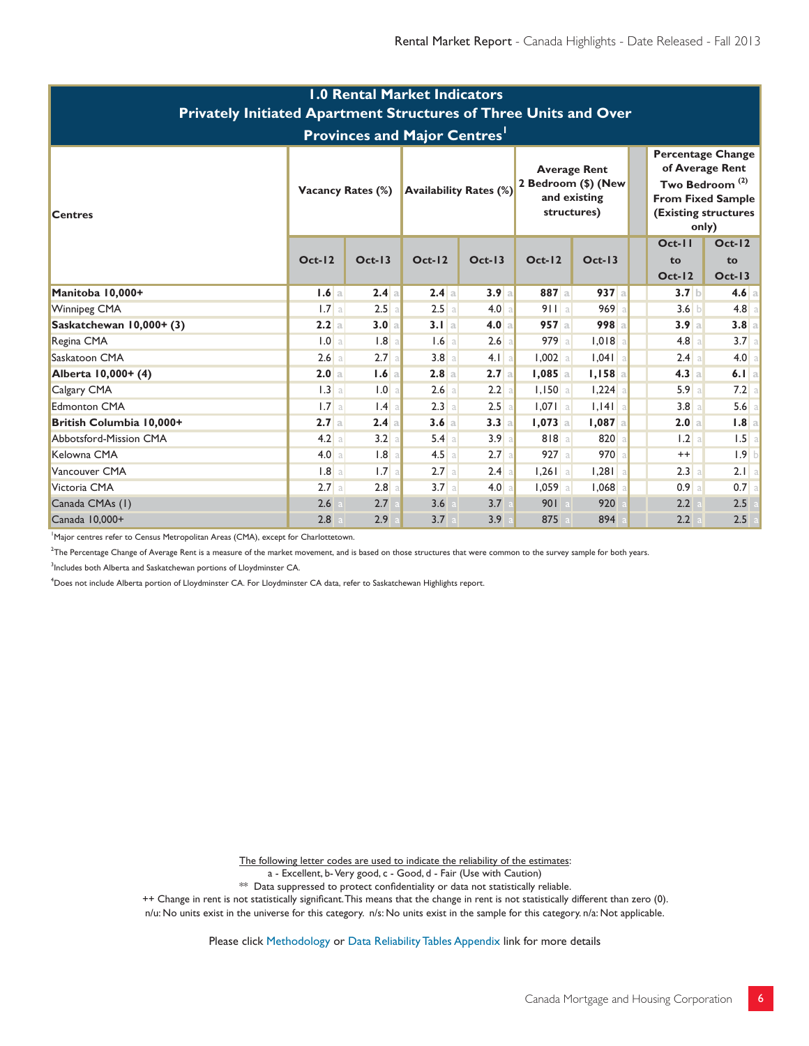## 1.0 Rental Market Indicators
## Privately Initiated Apartment Structures of Three Units and Over
## Provinces and Major Centres[1]

| Centres | Vacancy Rates (%) | | | | Availability Rates (%) | | | | Average Rent 2 Bedroom ($) (New and existing structures) | | | | Percentage Change of Average Rent Two Bedroom (2) From Fixed Sample (Existing structures only) | | | |
|---|---|---|---|---|---|---|---|---|---|---|---|---|---|---|---|---|
| | Oct-12 | | Oct-13 | | Oct-12 | | Oct-13 | | Oct-12 | | Oct-13 | | Oct-11 to Oct-12 | | Oct-12 to Oct-13 | |
| **Manitoba 10,000+** | **1.6** | a | **2.4** | a | **2.4** | a | **3.9** | a | **887** | a | **937** | a | **3.7** | b | **4.6** | a |
| Winnipeg CMA | 1.7 | a | 2.5 | a | 2.5 | a | 4.0 | a | 911 | a | 969 | a | 3.6 | b | 4.8 | a |
| **Saskatchewan 10,000+ (3)** | **2.2** | a | **3.0** | a | **3.1** | a | **4.0** | a | **957** | a | **998** | a | **3.9** | a | **3.8** | a |
| Regina CMA | 1.0 | a | 1.8 | a | 1.6 | a | 2.6 | a | 979 | a | 1,018 | a | 4.8 | a | 3.7 | a |
| Saskatoon CMA | 2.6 | a | 2.7 | a | 3.8 | a | 4.1 | a | 1,002 | a | 1,041 | a | 2.4 | a | 4.0 | a |
| **Alberta 10,000+ (4)** | **2.0** | a | **1.6** | a | **2.8** | a | **2.7** | a | **1,085** | a | **1,158** | a | **4.3** | a | **6.1** | a |
| Calgary CMA | 1.3 | a | 1.0 | a | 2.6 | a | 2.2 | a | 1,150 | a | 1,224 | a | 5.9 | a | 7.2 | a |
| Edmonton CMA | 1.7 | a | 1.4 | a | 2.3 | a | 2.5 | a | 1,071 | a | 1,141 | a | 3.8 | a | 5.6 | a |
| **British Columbia 10,000+** | **2.7** | a | **2.4** | a | **3.6** | a | **3.3** | a | **1,073** | a | **1,087** | a | **2.0** | a | **1.8** | a |
| Abbotsford-Mission CMA | 4.2 | a | 3.2 | a | 5.4 | a | 3.9 | a | 818 | a | 820 | a | 1.2 | a | 1.5 | a |
| Kelowna CMA | 4.0 | a | 1.8 | a | 4.5 | a | 2.7 | a | 927 | a | 970 | a | ++ | | 1.9 | b |
| Vancouver CMA | 1.8 | a | 1.7 | a | 2.7 | a | 2.4 | a | 1,261 | a | 1,281 | a | 2.3 | a | 2.1 | a |
| Victoria CMA | 2.7 | a | 2.8 | a | 3.7 | a | 4.0 | a | 1,059 | a | 1,068 | a | 0.9 | a | 0.7 | a |
| Canada CMAs (1) | 2.6 | a | 2.7 | a | 3.6 | a | 3.7 | a | 901 | a | 920 | a | 2.2 | a | 2.5 | a |
| Canada 10,000+ | 2.8 | a | 2.9 | a | 3.7 | a | 3.9 | a | 875 | a | 894 | a | 2.2 | a | 2.5 | a |

[1]Major centres refer to Census Metropolitan Areas (CMA), except for Charlottetown.

[2]The Percentage Change of Average Rent is a measure of the market movement, and is based on those structures that were common to the survey sample for both years.

[3]Includes both Alberta and Saskatchewan portions of Lloydminster CA.

[4]Does not include Alberta portion of Lloydminster CA. For Lloydminster CA data, refer to Saskatchewan Highlights report.

The following letter codes are used to indicate the reliability of the estimates:
a - Excellent, b- Very good, c - Good, d - Fair (Use with Caution)
** Data suppressed to protect confidentiality or data not statistically reliable.
++ Change in rent is not statistically significant. This means that the change in rent is not statistically different than zero (0).
n/u: No units exist in the universe for this category. n/s: No units exist in the sample for this category. n/a: Not applicable.

Please click Methodology or Data Reliability Tables Appendix link for more details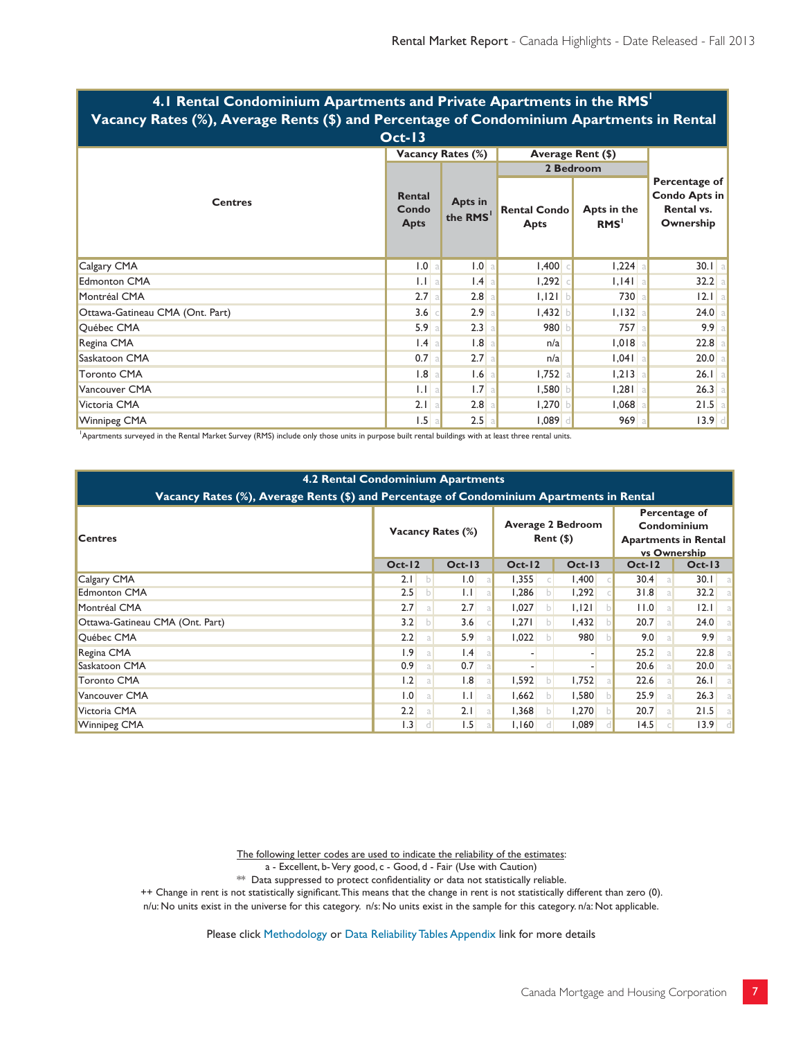## 4.1 Rental Condominium Apartments and Private Apartments in the RMS[1]

### Vacancy Rates (%), Average Rents ($) and Percentage of Condominium Apartments in Rental

### Oct-13

| Centres | Vacancy Rates (%) | | | | Average Rent ($) 2 Bedroom | | | | Percentage of Condo Apts in Rental vs. Ownership | |
|---|---|---|---|---|---|---|---|---|---|---|
| | Rental Condo Apts | | Apts in the RMS[1] | | Rental Condo Apts | | Apts in the RMS[1] | | | |
| Calgary CMA | 1.0 | a | 1.0 | a | 1,400 | c | 1,224 | a | 30.1 | a |
| Edmonton CMA | 1.1 | a | 1.4 | a | 1,292 | c | 1,141 | a | 32.2 | a |
| Montréal CMA | 2.7 | a | 2.8 | a | 1,121 | b | 730 | a | 12.1 | a |
| Ottawa-Gatineau CMA (Ont. Part) | 3.6 | c | 2.9 | a | 1,432 | b | 1,132 | a | 24.0 | a |
| Québec CMA | 5.9 | a | 2.3 | a | 980 | b | 757 | a | 9.9 | a |
| Regina CMA | 1.4 | a | 1.8 | a | n/a | | 1,018 | a | 22.8 | a |
| Saskatoon CMA | 0.7 | a | 2.7 | a | n/a | | 1,041 | a | 20.0 | a |
| Toronto CMA | 1.8 | a | 1.6 | a | 1,752 | a | 1,213 | a | 26.1 | a |
| Vancouver CMA | 1.1 | a | 1.7 | a | 1,580 | b | 1,281 | a | 26.3 | a |
| Victoria CMA | 2.1 | a | 2.8 | a | 1,270 | b | 1,068 | a | 21.5 | a |
| Winnipeg CMA | 1.5 | a | 2.5 | a | 1,089 | d | 969 | a | 13.9 | d |

[1]Apartments surveyed in the Rental Market Survey (RMS) include only those units in purpose built rental buildings with at least three rental units.

## 4.2 Rental Condominium Apartments

### Vacancy Rates (%), Average Rents ($) and Percentage of Condominium Apartments in Rental

| Centres | Vacancy Rates (%) | | | | Average 2 Bedroom Rent ($) | | | | Percentage of Condominium Apartments in Rental vs Ownership | | | |
|---|---|---|---|---|---|---|---|---|---|---|---|---|
| | Oct-12 | | Oct-13 | | Oct-12 | | Oct-13 | | Oct-12 | | Oct-13 | |
| Calgary CMA | 2.1 | b | 1.0 | a | 1,355 | c | 1,400 | c | 30.4 | a | 30.1 | a |
| Edmonton CMA | 2.5 | b | 1.1 | a | 1,286 | b | 1,292 | c | 31.8 | a | 32.2 | a |
| Montréal CMA | 2.7 | a | 2.7 | a | 1,027 | b | 1,121 | b | 11.0 | a | 12.1 | a |
| Ottawa-Gatineau CMA (Ont. Part) | 3.2 | b | 3.6 | c | 1,271 | b | 1,432 | b | 20.7 | a | 24.0 | a |
| Québec CMA | 2.2 | a | 5.9 | a | 1,022 | b | 980 | b | 9.0 | a | 9.9 | a |
| Regina CMA | 1.9 | a | 1.4 | a | - | | - | | 25.2 | a | 22.8 | a |
| Saskatoon CMA | 0.9 | a | 0.7 | a | - | | - | | 20.6 | a | 20.0 | a |
| Toronto CMA | 1.2 | a | 1.8 | a | 1,592 | b | 1,752 | a | 22.6 | a | 26.1 | a |
| Vancouver CMA | 1.0 | a | 1.1 | a | 1,662 | b | 1,580 | b | 25.9 | a | 26.3 | a |
| Victoria CMA | 2.2 | a | 2.1 | a | 1,368 | b | 1,270 | b | 20.7 | a | 21.5 | a |
| Winnipeg CMA | 1.3 | d | 1.5 | a | 1,160 | d | 1,089 | d | 14.5 | c | 13.9 | d |

The following letter codes are used to indicate the reliability of the estimates:

a - Excellent, b- Very good, c - Good, d - Fair (Use with Caution)

** Data suppressed to protect confidentiality or data not statistically reliable.

++ Change in rent is not statistically significant. This means that the change in rent is not statistically different than zero (0).

n/u: No units exist in the universe for this category. n/s: No units exist in the sample for this category. n/a: Not applicable.

Please click Methodology or Data Reliability Tables Appendix link for more details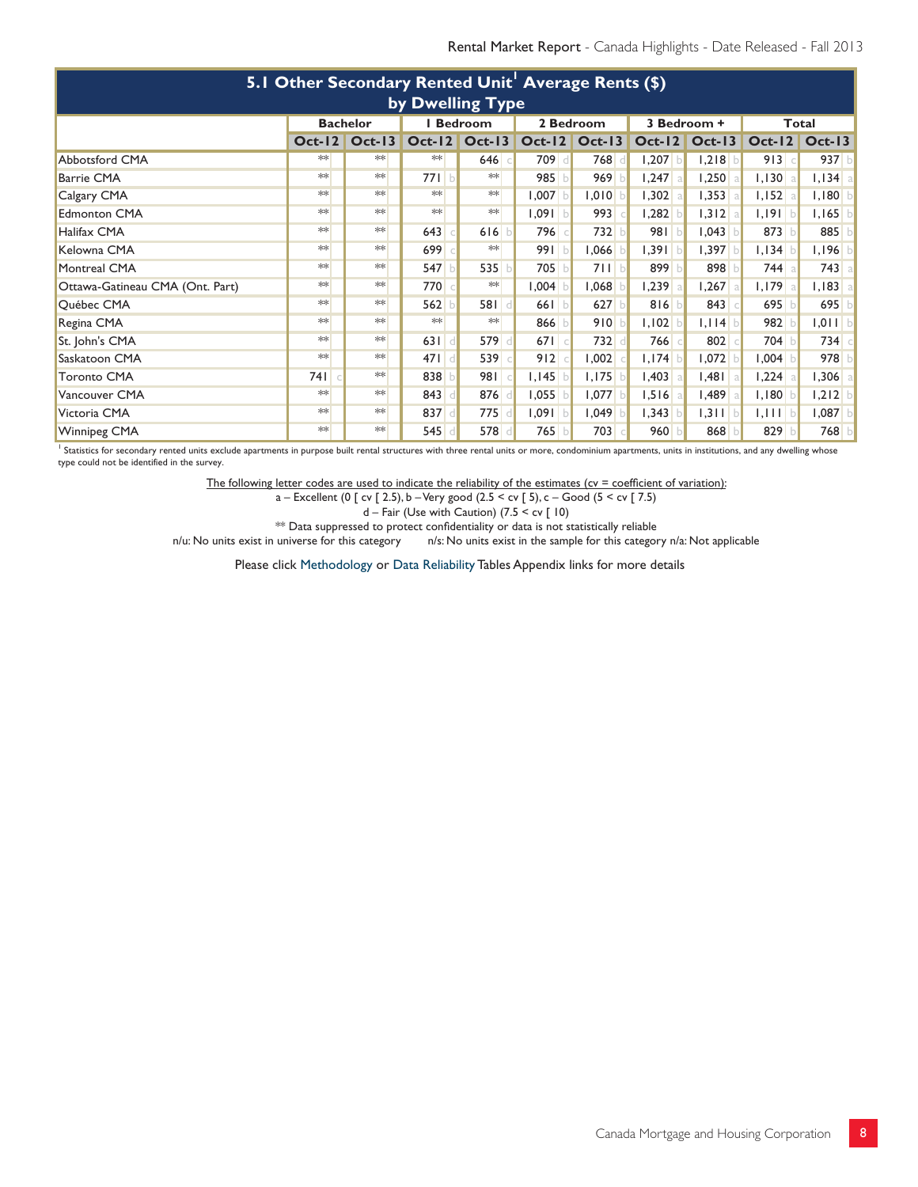## 5.1 Other Secondary Rented Unit[1] Average Rents ($) by Dwelling Type

| | Bachelor | | | | 1 Bedroom | | | | 2 Bedroom | | | | 3 Bedroom + | | | | Total | | | |
|---|---|---|---|---|---|---|---|---|---|---|---|---|---|---|---|---|---|---|---|---|
| | Oct-12 | | Oct-13 | | Oct-12 | | Oct-13 | | Oct-12 | | Oct-13 | | Oct-12 | | Oct-13 | | Oct-12 | | Oct-13 | |
| Abbotsford CMA | ** | | ** | | ** | | 646 | c | 709 | d | 768 | d | 1,207 | b | 1,218 | b | 913 | c | 937 | b |
| Barrie CMA | ** | | ** | | 771 | b | ** | | 985 | b | 969 | b | 1,247 | a | 1,250 | a | 1,130 | a | 1,134 | a |
| Calgary CMA | ** | | ** | | ** | | ** | | 1,007 | b | 1,010 | b | 1,302 | a | 1,353 | a | 1,152 | a | 1,180 | b |
| Edmonton CMA | ** | | ** | | ** | | ** | | 1,091 | b | 993 | c | 1,282 | b | 1,312 | a | 1,191 | b | 1,165 | b |
| Halifax CMA | ** | | ** | | 643 | c | 616 | b | 796 | c | 732 | b | 981 | b | 1,043 | b | 873 | b | 885 | b |
| Kelowna CMA | ** | | ** | | 699 | c | ** | | 991 | b | 1,066 | b | 1,391 | b | 1,397 | b | 1,134 | b | 1,196 | b |
| Montreal CMA | ** | | ** | | 547 | b | 535 | b | 705 | b | 711 | b | 899 | b | 898 | b | 744 | a | 743 | a |
| Ottawa-Gatineau CMA (Ont. Part) | ** | | ** | | 770 | c | ** | | 1,004 | b | 1,068 | b | 1,239 | a | 1,267 | a | 1,179 | a | 1,183 | a |
| Québec CMA | ** | | ** | | 562 | b | 581 | d | 661 | b | 627 | b | 816 | b | 843 | c | 695 | b | 695 | b |
| Regina CMA | ** | | ** | | ** | | ** | | 866 | b | 910 | b | 1,102 | b | 1,114 | b | 982 | b | 1,011 | b |
| St. John's CMA | ** | | ** | | 631 | d | 579 | d | 671 | c | 732 | d | 766 | c | 802 | c | 704 | b | 734 | c |
| Saskatoon CMA | ** | | ** | | 471 | d | 539 | c | 912 | c | 1,002 | c | 1,174 | b | 1,072 | b | 1,004 | b | 978 | b |
| Toronto CMA | 741 | c | ** | | 838 | b | 981 | c | 1,145 | b | 1,175 | b | 1,403 | a | 1,481 | a | 1,224 | a | 1,306 | a |
| Vancouver CMA | ** | | ** | | 843 | d | 876 | d | 1,055 | b | 1,077 | b | 1,516 | a | 1,489 | a | 1,180 | b | 1,212 | b |
| Victoria CMA | ** | | ** | | 837 | d | 775 | d | 1,091 | b | 1,049 | b | 1,343 | b | 1,311 | b | 1,111 | b | 1,087 | b |
| Winnipeg CMA | ** | | ** | | 545 | d | 578 | d | 765 | b | 703 | c | 960 | b | 868 | b | 829 | b | 768 | b |

[1] Statistics for secondary rented units exclude apartments in purpose built rental structures with three rental units or more, condominium apartments, units in institutions, and any dwelling whose type could not be identified in the survey.

The following letter codes are used to indicate the reliability of the estimates (cv = coefficient of variation):

a – Excellent (0 [ cv [ 2.5), b – Very good (2.5 < cv [ 5), c – Good (5 < cv [ 7.5)

d – Fair (Use with Caution) (7.5 < cv [ 10)

** Data suppressed to protect confidentiality or data is not statistically reliable

n/u: No units exist in universe for this category  n/s: No units exist in the sample for this category  n/a: Not applicable

Please click Methodology or Data Reliability Tables Appendix links for more details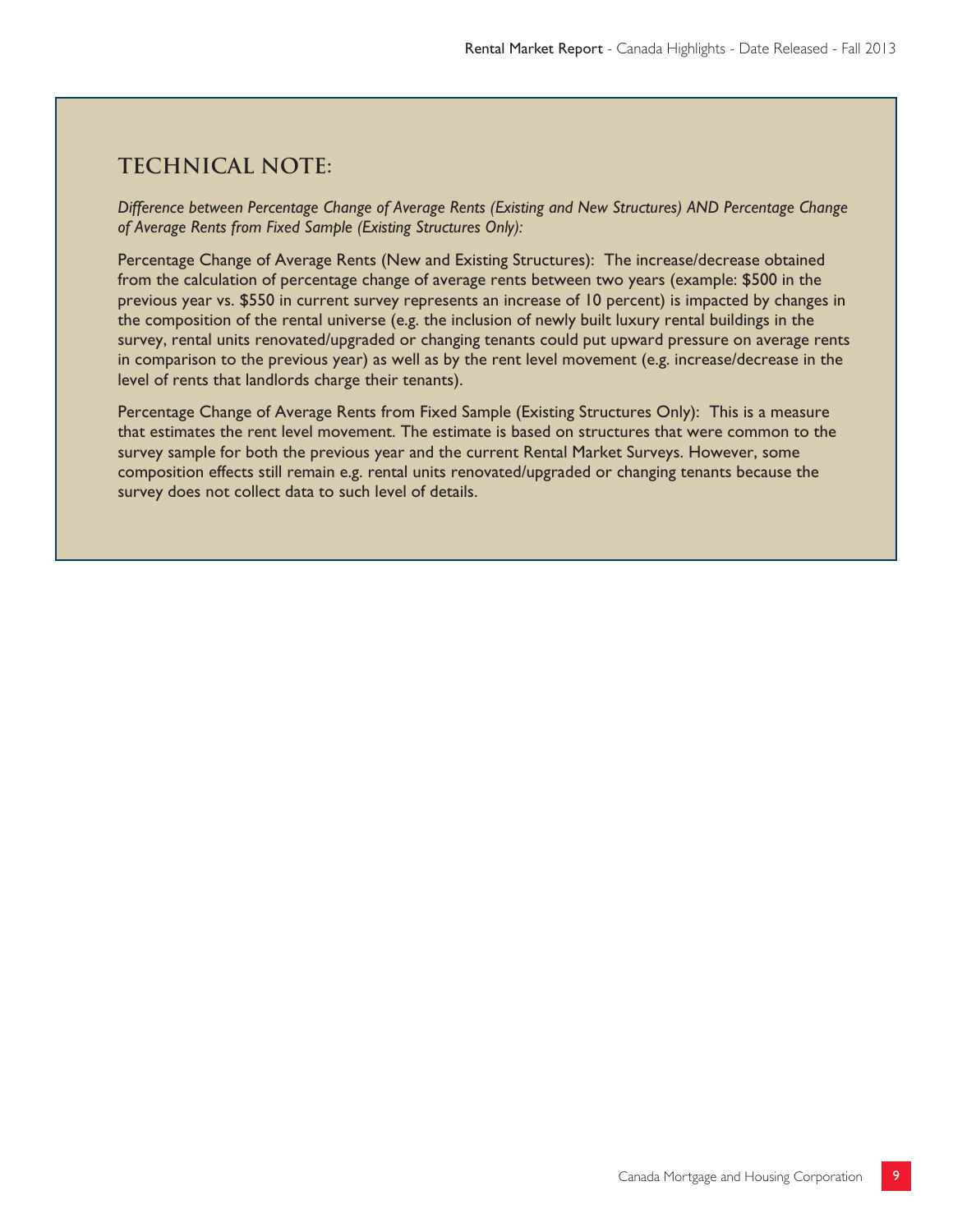## TECHNICAL NOTE:

*Difference between Percentage Change of Average Rents (Existing and New Structures) AND Percentage Change of Average Rents from Fixed Sample (Existing Structures Only):*

Percentage Change of Average Rents (New and Existing Structures): The increase/decrease obtained from the calculation of percentage change of average rents between two years (example: $500 in the previous year vs. $550 in current survey represents an increase of 10 percent) is impacted by changes in the composition of the rental universe (e.g. the inclusion of newly built luxury rental buildings in the survey, rental units renovated/upgraded or changing tenants could put upward pressure on average rents in comparison to the previous year) as well as by the rent level movement (e.g. increase/decrease in the level of rents that landlords charge their tenants).

Percentage Change of Average Rents from Fixed Sample (Existing Structures Only): This is a measure that estimates the rent level movement. The estimate is based on structures that were common to the survey sample for both the previous year and the current Rental Market Surveys. However, some composition effects still remain e.g. rental units renovated/upgraded or changing tenants because the survey does not collect data to such level of details.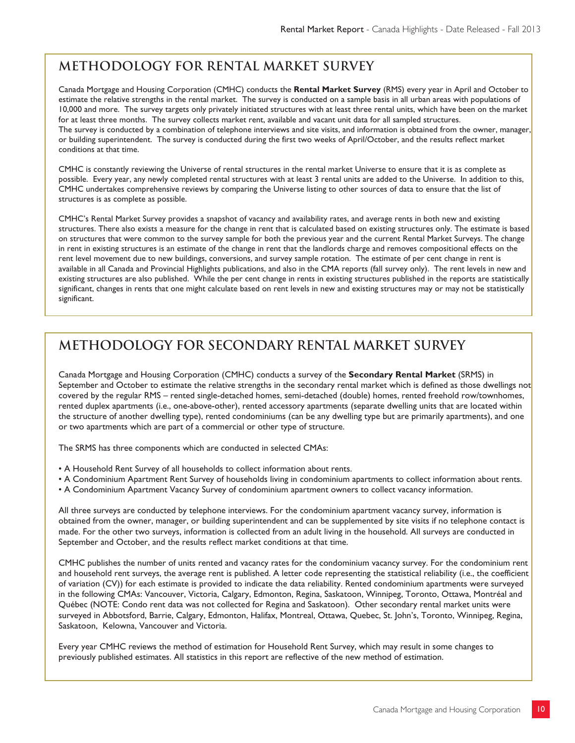## METHODOLOGY FOR RENTAL MARKET SURVEY

Canada Mortgage and Housing Corporation (CMHC) conducts the **Rental Market Survey** (RMS) every year in April and October to estimate the relative strengths in the rental market. The survey is conducted on a sample basis in all urban areas with populations of 10,000 and more. The survey targets only privately initiated structures with at least three rental units, which have been on the market for at least three months. The survey collects market rent, available and vacant unit data for all sampled structures. The survey is conducted by a combination of telephone interviews and site visits, and information is obtained from the owner, manager, or building superintendent. The survey is conducted during the first two weeks of April/October, and the results reflect market conditions at that time.

CMHC is constantly reviewing the Universe of rental structures in the rental market Universe to ensure that it is as complete as possible. Every year, any newly completed rental structures with at least 3 rental units are added to the Universe. In addition to this, CMHC undertakes comprehensive reviews by comparing the Universe listing to other sources of data to ensure that the list of structures is as complete as possible.

CMHC's Rental Market Survey provides a snapshot of vacancy and availability rates, and average rents in both new and existing structures. There also exists a measure for the change in rent that is calculated based on existing structures only. The estimate is based on structures that were common to the survey sample for both the previous year and the current Rental Market Surveys. The change in rent in existing structures is an estimate of the change in rent that the landlords charge and removes compositional effects on the rent level movement due to new buildings, conversions, and survey sample rotation. The estimate of per cent change in rent is available in all Canada and Provincial Highlights publications, and also in the CMA reports (fall survey only). The rent levels in new and existing structures are also published. While the per cent change in rents in existing structures published in the reports are statistically significant, changes in rents that one might calculate based on rent levels in new and existing structures may or may not be statistically significant.

## METHODOLOGY FOR SECONDARY RENTAL MARKET SURVEY

Canada Mortgage and Housing Corporation (CMHC) conducts a survey of the **Secondary Rental Market** (SRMS) in September and October to estimate the relative strengths in the secondary rental market which is defined as those dwellings not covered by the regular RMS – rented single-detached homes, semi-detached (double) homes, rented freehold row/townhomes, rented duplex apartments (i.e., one-above-other), rented accessory apartments (separate dwelling units that are located within the structure of another dwelling type), rented condominiums (can be any dwelling type but are primarily apartments), and one or two apartments which are part of a commercial or other type of structure.

The SRMS has three components which are conducted in selected CMAs:

- A Household Rent Survey of all households to collect information about rents.
- A Condominium Apartment Rent Survey of households living in condominium apartments to collect information about rents.
- A Condominium Apartment Vacancy Survey of condominium apartment owners to collect vacancy information.

All three surveys are conducted by telephone interviews. For the condominium apartment vacancy survey, information is obtained from the owner, manager, or building superintendent and can be supplemented by site visits if no telephone contact is made. For the other two surveys, information is collected from an adult living in the household. All surveys are conducted in September and October, and the results reflect market conditions at that time.

CMHC publishes the number of units rented and vacancy rates for the condominium vacancy survey. For the condominium rent and household rent surveys, the average rent is published. A letter code representing the statistical reliability (i.e., the coefficient of variation (CV)) for each estimate is provided to indicate the data reliability. Rented condominium apartments were surveyed in the following CMAs: Vancouver, Victoria, Calgary, Edmonton, Regina, Saskatoon, Winnipeg, Toronto, Ottawa, Montréal and Québec (NOTE: Condo rent data was not collected for Regina and Saskatoon). Other secondary rental market units were surveyed in Abbotsford, Barrie, Calgary, Edmonton, Halifax, Montreal, Ottawa, Quebec, St. John's, Toronto, Winnipeg, Regina, Saskatoon, Kelowna, Vancouver and Victoria.

Every year CMHC reviews the method of estimation for Household Rent Survey, which may result in some changes to previously published estimates. All statistics in this report are reflective of the new method of estimation.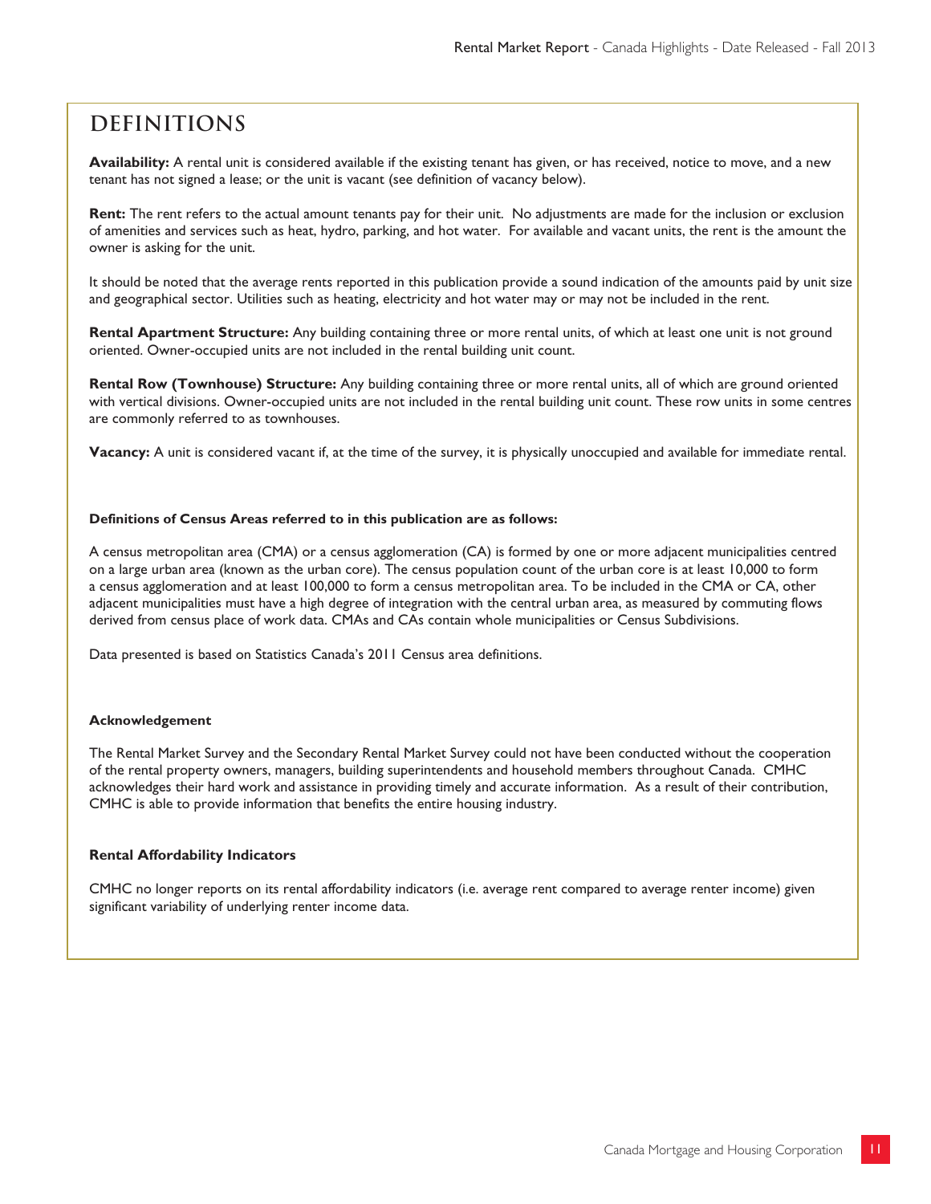## DEFINITIONS

**Availability:** A rental unit is considered available if the existing tenant has given, or has received, notice to move, and a new tenant has not signed a lease; or the unit is vacant (see definition of vacancy below).

**Rent:** The rent refers to the actual amount tenants pay for their unit. No adjustments are made for the inclusion or exclusion of amenities and services such as heat, hydro, parking, and hot water. For available and vacant units, the rent is the amount the owner is asking for the unit.

It should be noted that the average rents reported in this publication provide a sound indication of the amounts paid by unit size and geographical sector. Utilities such as heating, electricity and hot water may or may not be included in the rent.

**Rental Apartment Structure:** Any building containing three or more rental units, of which at least one unit is not ground oriented. Owner-occupied units are not included in the rental building unit count.

**Rental Row (Townhouse) Structure:** Any building containing three or more rental units, all of which are ground oriented with vertical divisions. Owner-occupied units are not included in the rental building unit count. These row units in some centres are commonly referred to as townhouses.

**Vacancy:** A unit is considered vacant if, at the time of the survey, it is physically unoccupied and available for immediate rental.

**Definitions of Census Areas referred to in this publication are as follows:**

A census metropolitan area (CMA) or a census agglomeration (CA) is formed by one or more adjacent municipalities centred on a large urban area (known as the urban core). The census population count of the urban core is at least 10,000 to form a census agglomeration and at least 100,000 to form a census metropolitan area. To be included in the CMA or CA, other adjacent municipalities must have a high degree of integration with the central urban area, as measured by commuting flows derived from census place of work data. CMAs and CAs contain whole municipalities or Census Subdivisions.

Data presented is based on Statistics Canada's 2011 Census area definitions.

**Acknowledgement**

The Rental Market Survey and the Secondary Rental Market Survey could not have been conducted without the cooperation of the rental property owners, managers, building superintendents and household members throughout Canada. CMHC acknowledges their hard work and assistance in providing timely and accurate information. As a result of their contribution, CMHC is able to provide information that benefits the entire housing industry.

**Rental Affordability Indicators**

CMHC no longer reports on its rental affordability indicators (i.e. average rent compared to average renter income) given significant variability of underlying renter income data.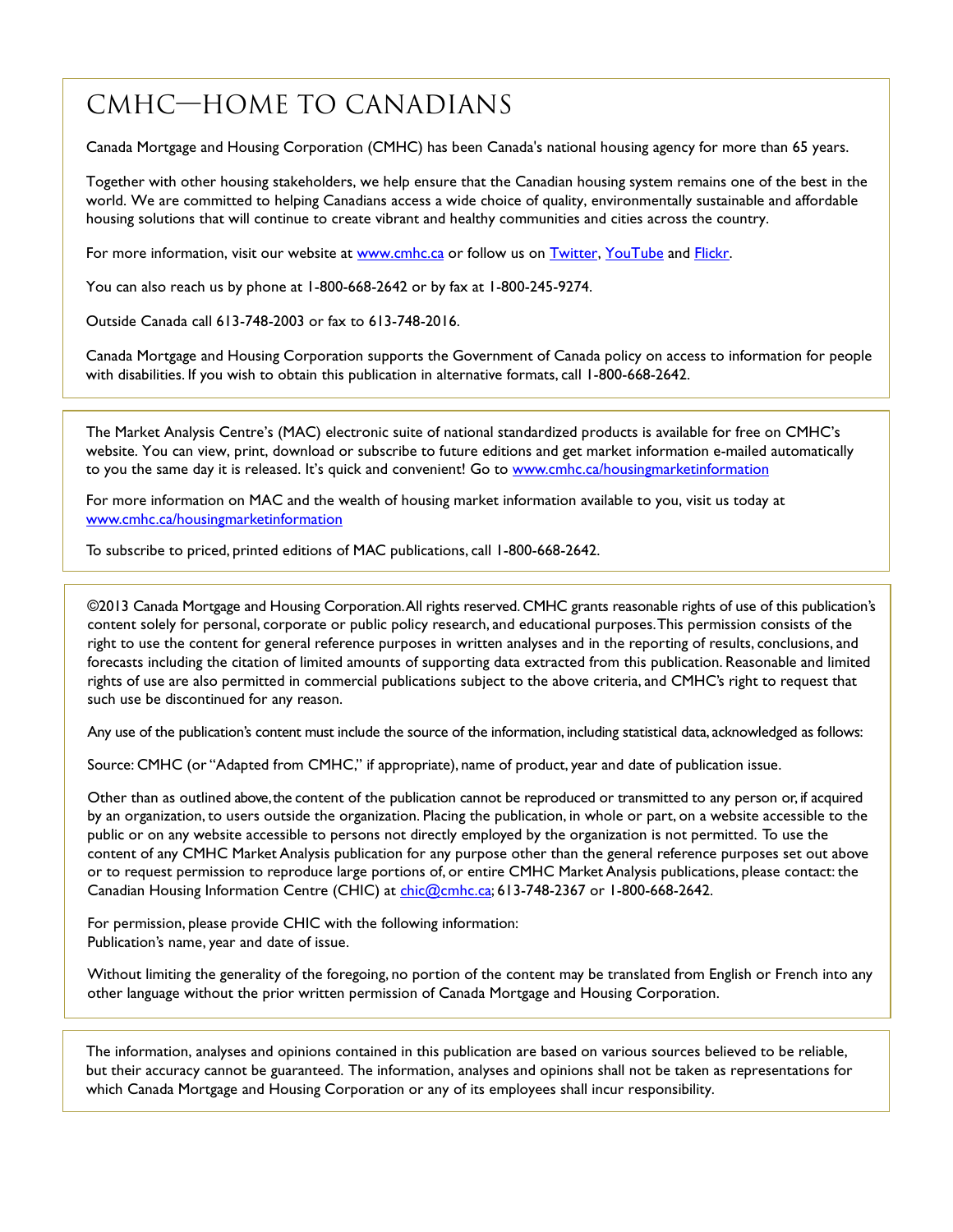# CMHC—Home to Canadians

Canada Mortgage and Housing Corporation (CMHC) has been Canada's national housing agency for more than 65 years.

Together with other housing stakeholders, we help ensure that the Canadian housing system remains one of the best in the world. We are committed to helping Canadians access a wide choice of quality, environmentally sustainable and affordable housing solutions that will continue to create vibrant and healthy communities and cities across the country.

For more information, visit our website at www.cmhc.ca or follow us on Twitter, YouTube and Flickr.

You can also reach us by phone at 1-800-668-2642 or by fax at 1-800-245-9274.

Outside Canada call 613-748-2003 or fax to 613-748-2016.

Canada Mortgage and Housing Corporation supports the Government of Canada policy on access to information for people with disabilities. If you wish to obtain this publication in alternative formats, call 1-800-668-2642.

---

The Market Analysis Centre's (MAC) electronic suite of national standardized products is available for free on CMHC's website. You can view, print, download or subscribe to future editions and get market information e-mailed automatically to you the same day it is released. It's quick and convenient! Go to www.cmhc.ca/housingmarketinformation

For more information on MAC and the wealth of housing market information available to you, visit us today at www.cmhc.ca/housingmarketinformation

To subscribe to priced, printed editions of MAC publications, call 1-800-668-2642.

---

©2013 Canada Mortgage and Housing Corporation. All rights reserved. CMHC grants reasonable rights of use of this publication's content solely for personal, corporate or public policy research, and educational purposes. This permission consists of the right to use the content for general reference purposes in written analyses and in the reporting of results, conclusions, and forecasts including the citation of limited amounts of supporting data extracted from this publication. Reasonable and limited rights of use are also permitted in commercial publications subject to the above criteria, and CMHC's right to request that such use be discontinued for any reason.

Any use of the publication's content must include the source of the information, including statistical data, acknowledged as follows:

Source: CMHC (or "Adapted from CMHC," if appropriate), name of product, year and date of publication issue.

Other than as outlined above, the content of the publication cannot be reproduced or transmitted to any person or, if acquired by an organization, to users outside the organization. Placing the publication, in whole or part, on a website accessible to the public or on any website accessible to persons not directly employed by the organization is not permitted. To use the content of any CMHC Market Analysis publication for any purpose other than the general reference purposes set out above or to request permission to reproduce large portions of, or entire CMHC Market Analysis publications, please contact: the Canadian Housing Information Centre (CHIC) at chic@cmhc.ca; 613-748-2367 or 1-800-668-2642.

For permission, please provide CHIC with the following information:
Publication's name, year and date of issue.

Without limiting the generality of the foregoing, no portion of the content may be translated from English or French into any other language without the prior written permission of Canada Mortgage and Housing Corporation.

---

The information, analyses and opinions contained in this publication are based on various sources believed to be reliable, but their accuracy cannot be guaranteed. The information, analyses and opinions shall not be taken as representations for which Canada Mortgage and Housing Corporation or any of its employees shall incur responsibility.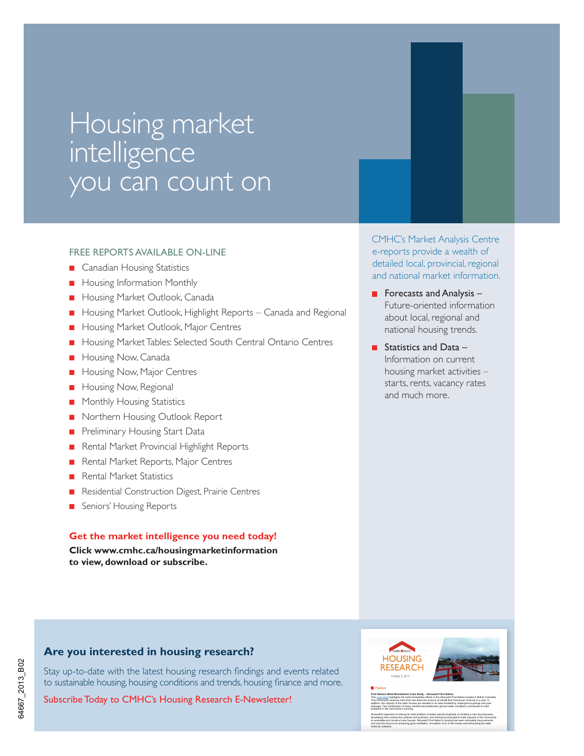# Housing market intelligence you can count on

FREE REPORTS AVAILABLE ON-LINE

- Canadian Housing Statistics
- Housing Information Monthly
- Housing Market Outlook, Canada
- Housing Market Outlook, Highlight Reports – Canada and Regional
- Housing Market Outlook, Major Centres
- Housing Market Tables: Selected South Central Ontario Centres
- Housing Now, Canada
- Housing Now, Major Centres
- Housing Now, Regional
- Monthly Housing Statistics
- Northern Housing Outlook Report
- Preliminary Housing Start Data
- Rental Market Provincial Highlight Reports
- Rental Market Reports, Major Centres
- Rental Market Statistics
- Residential Construction Digest, Prairie Centres
- Seniors' Housing Reports

**Get the market intelligence you need today!**

**Click www.cmhc.ca/housingmarketinformation to view, download or subscribe.**

CMHC's Market Analysis Centre e-reports provide a wealth of detailed local, provincial, regional and national market information.

- Forecasts and Analysis – Future-oriented information about local, regional and national housing trends.
- Statistics and Data – Information on current housing market activities – starts, rents, vacancy rates and much more.

## Are you interested in housing research?

Stay up-to-date with the latest housing research findings and events related to sustainable housing, housing conditions and trends, housing finance and more.

Subscribe Today to CMHC's Housing Research E-Newsletter!

64667_2013_B02